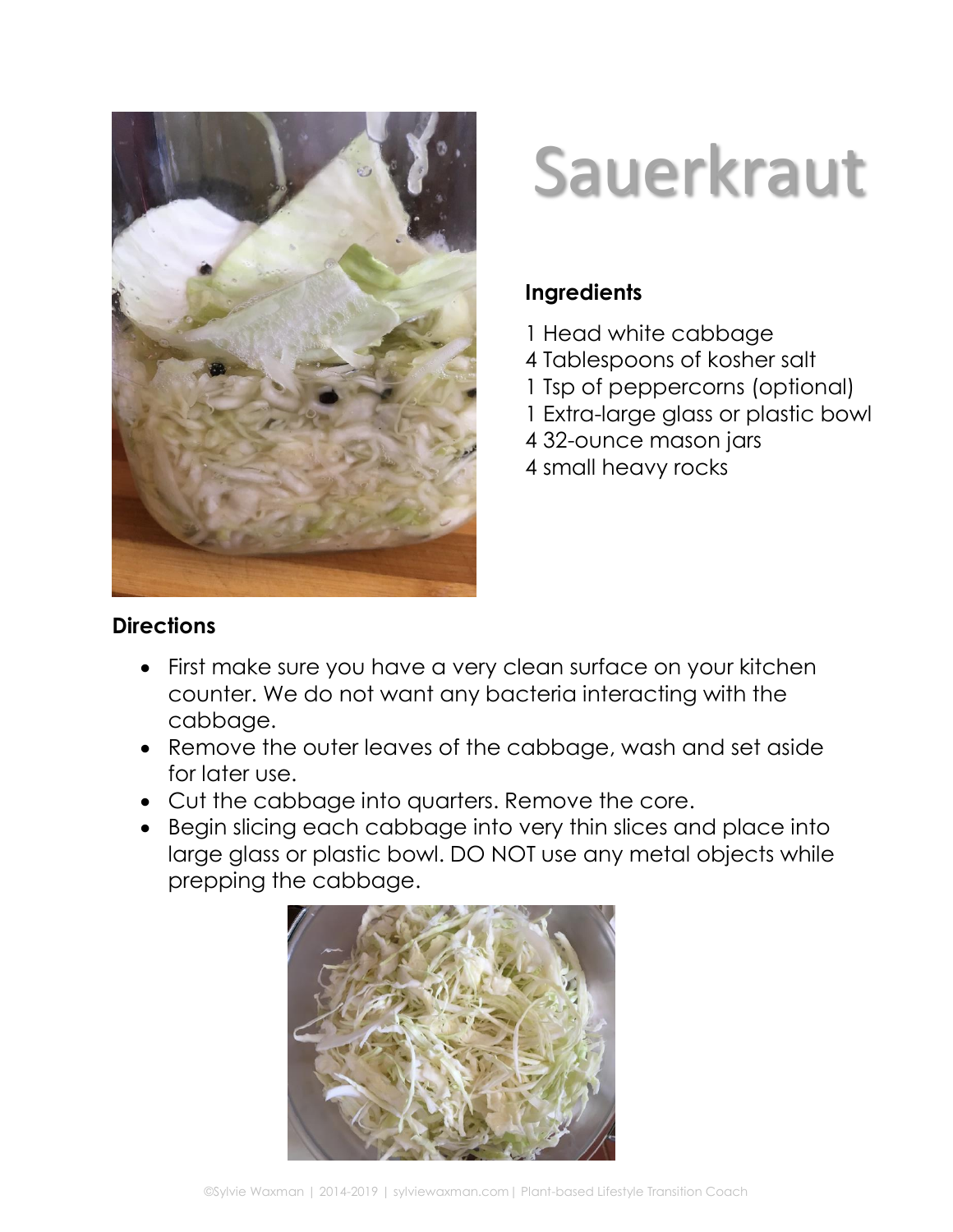# Sauerkraut

**Ingredients**

1 Head white cabbage
4 Tablespoons of kosher salt
1 Tsp of peppercorns (optional)
1 Extra-large glass or plastic bowl
4 32-ounce mason jars
4 small heavy rocks

**Directions**

- First make sure you have a very clean surface on your kitchen counter. We do not want any bacteria interacting with the cabbage.
- Remove the outer leaves of the cabbage, wash and set aside for later use.
- Cut the cabbage into quarters. Remove the core.
- Begin slicing each cabbage into very thin slices and place into large glass or plastic bowl. DO NOT use any metal objects while prepping the cabbage.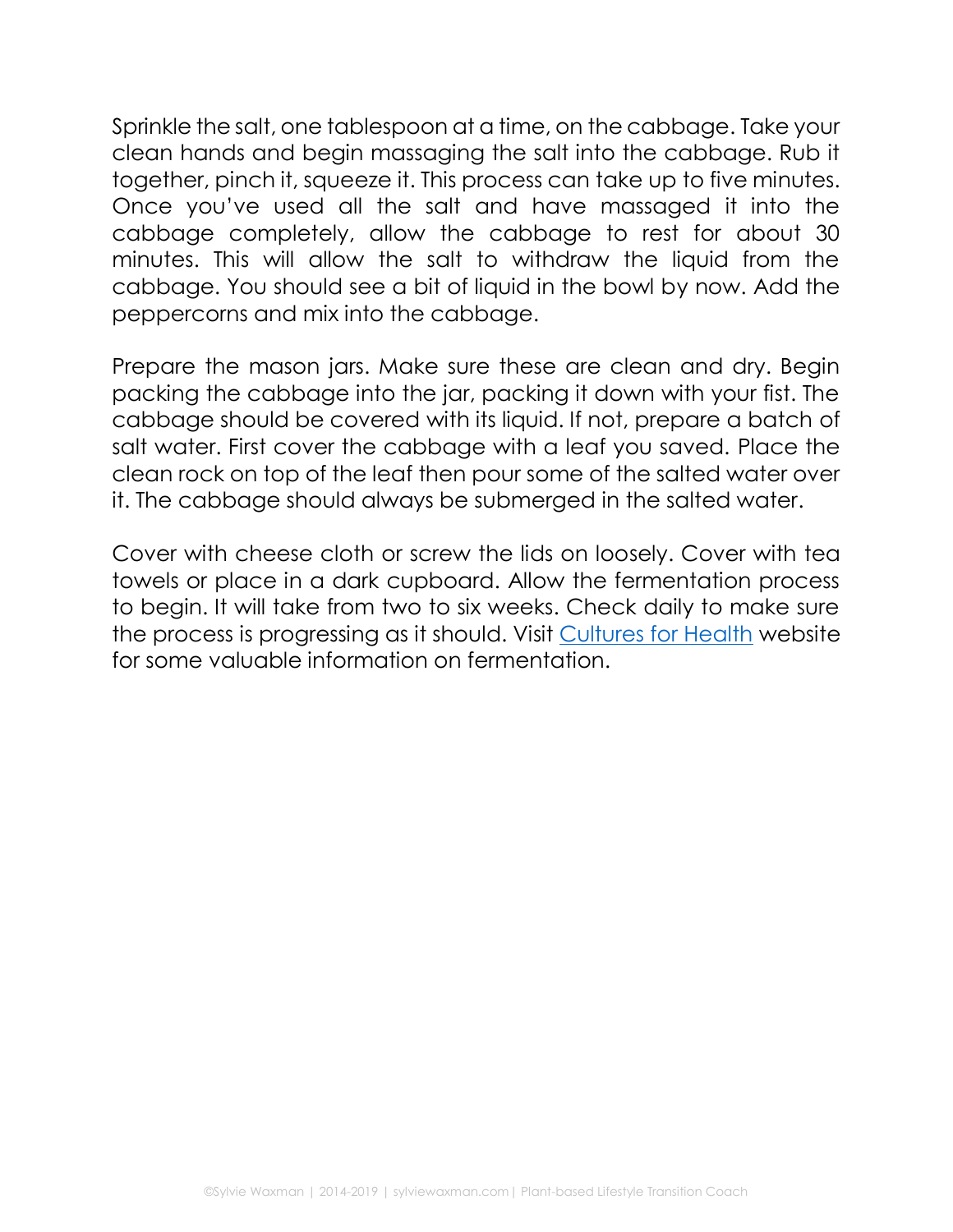Sprinkle the salt, one tablespoon at a time, on the cabbage. Take your clean hands and begin massaging the salt into the cabbage. Rub it together, pinch it, squeeze it. This process can take up to five minutes. Once you've used all the salt and have massaged it into the cabbage completely, allow the cabbage to rest for about 30 minutes. This will allow the salt to withdraw the liquid from the cabbage. You should see a bit of liquid in the bowl by now. Add the peppercorns and mix into the cabbage.

Prepare the mason jars. Make sure these are clean and dry. Begin packing the cabbage into the jar, packing it down with your fist. The cabbage should be covered with its liquid. If not, prepare a batch of salt water. First cover the cabbage with a leaf you saved. Place the clean rock on top of the leaf then pour some of the salted water over it. The cabbage should always be submerged in the salted water.

Cover with cheese cloth or screw the lids on loosely. Cover with tea towels or place in a dark cupboard. Allow the fermentation process to begin. It will take from two to six weeks. Check daily to make sure the process is progressing as it should. Visit Cultures for Health website for some valuable information on fermentation.